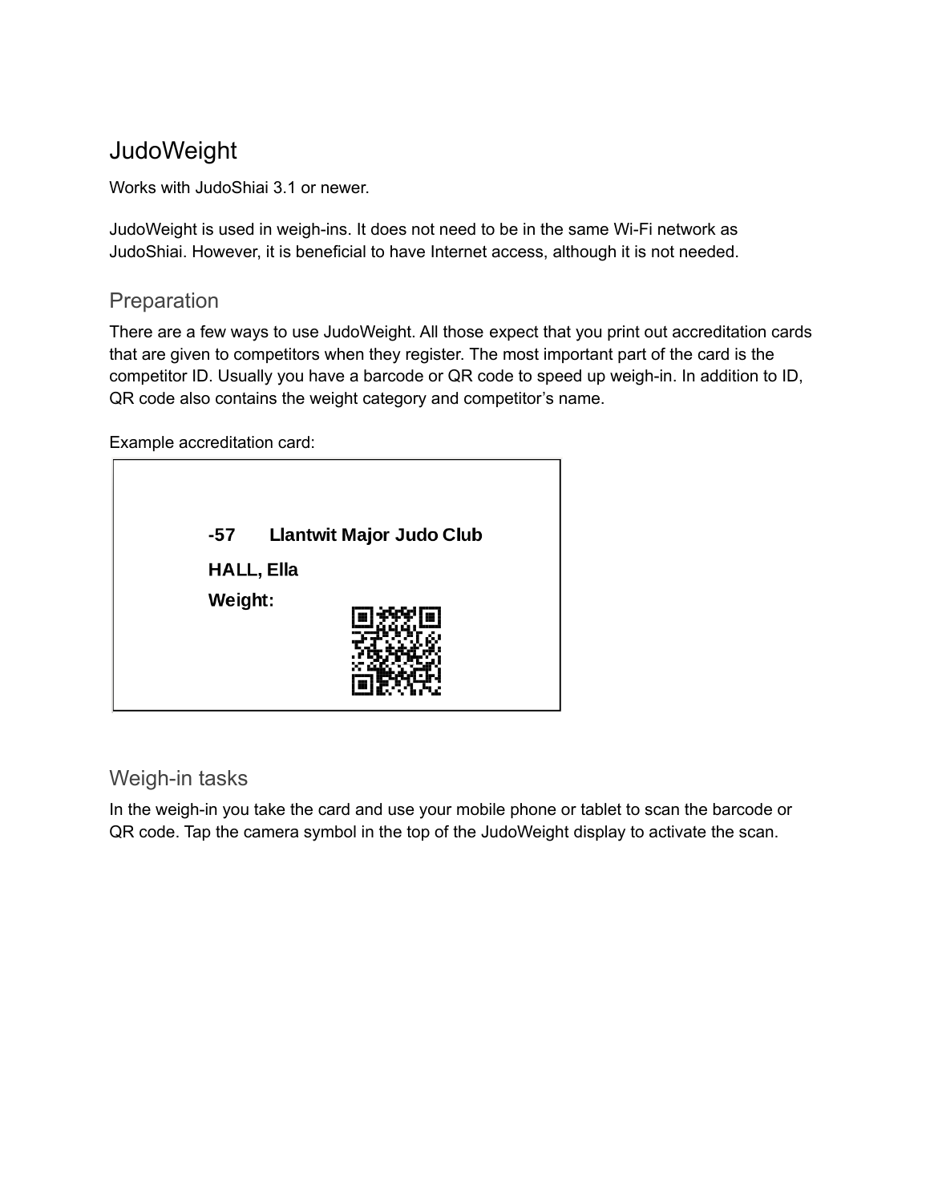# JudoWeight

Works with JudoShiai 3.1 or newer.

JudoWeight is used in weigh-ins. It does not need to be in the same Wi-Fi network as JudoShiai. However, it is beneficial to have Internet access, although it is not needed.

## Preparation

There are a few ways to use JudoWeight. All those expect that you print out accreditation cards that are given to competitors when they register. The most important part of the card is the competitor ID. Usually you have a barcode or QR code to speed up weigh-in. In addition to ID, QR code also contains the weight category and competitor's name.

Example accreditation card:

**-57 Llantwit Major Judo Club**

**HALL, Ella**

**Weight:**

## Weigh-in tasks

In the weigh-in you take the card and use your mobile phone or tablet to scan the barcode or QR code. Tap the camera symbol in the top of the JudoWeight display to activate the scan.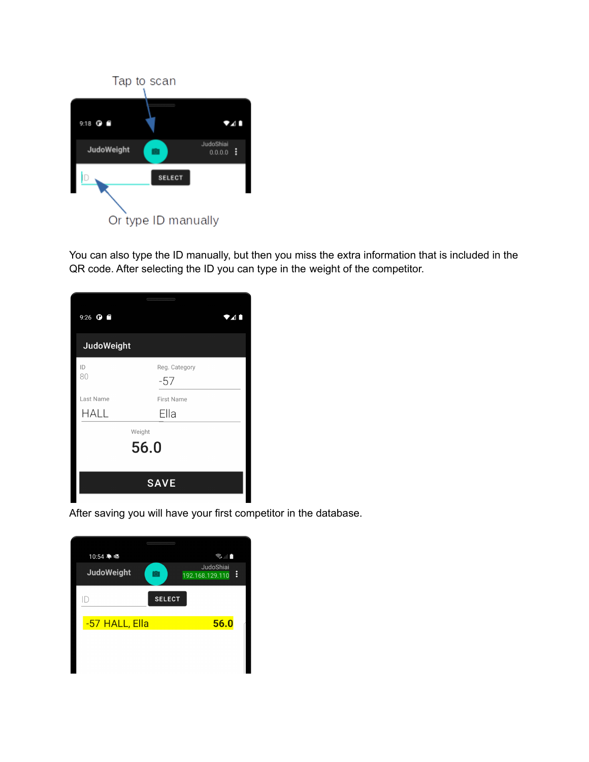You can also type the ID manually, but then you miss the extra information that is included in the QR code. After selecting the ID you can type in the weight of the competitor.

After saving you will have your first competitor in the database.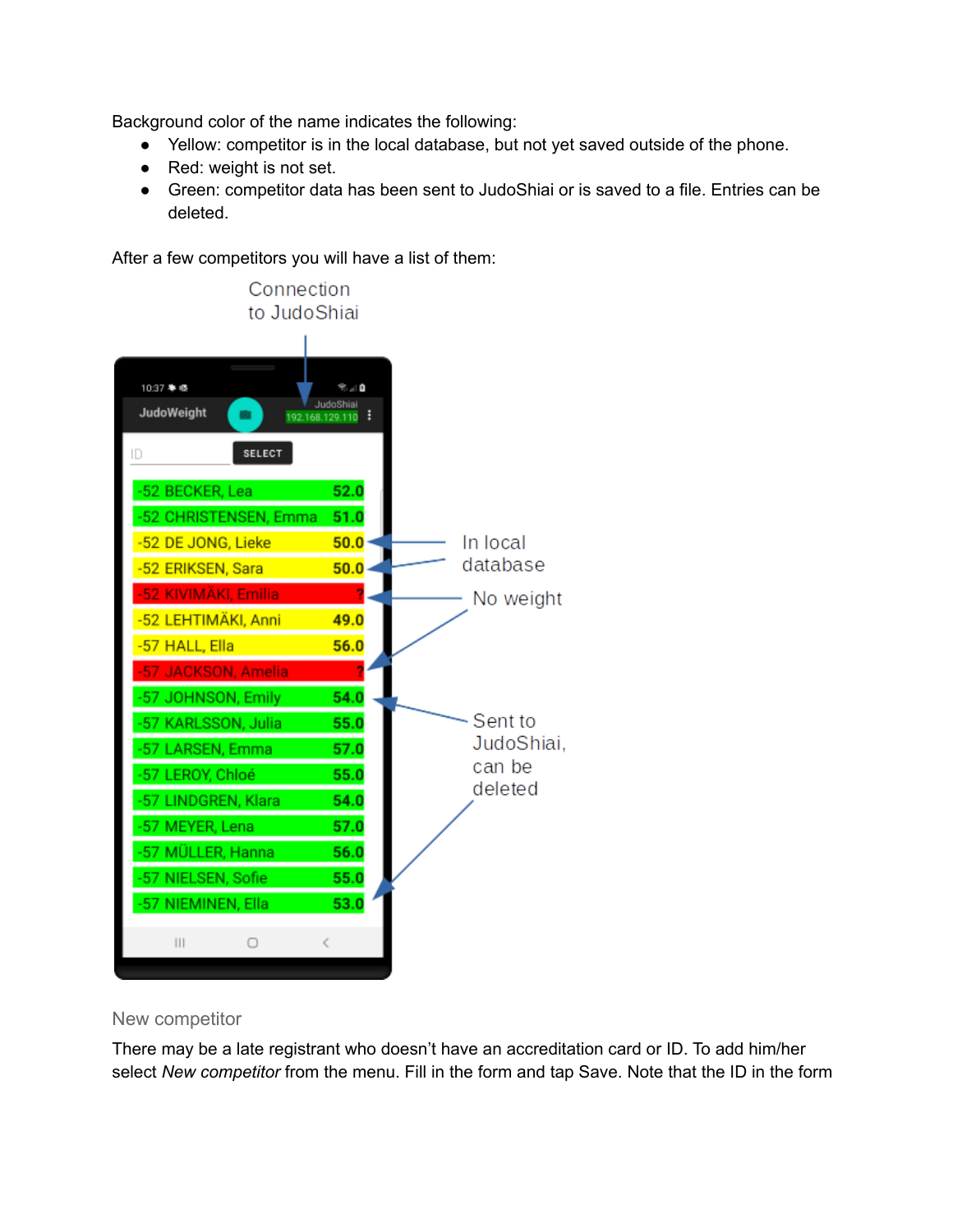Background color of the name indicates the following:

- Yellow: competitor is in the local database, but not yet saved outside of the phone.
- Red: weight is not set.
- Green: competitor data has been sent to JudoShiai or is saved to a file. Entries can be deleted.

After a few competitors you will have a list of them:

### New competitor

There may be a late registrant who doesn't have an accreditation card or ID. To add him/her select *New competitor* from the menu. Fill in the form and tap Save. Note that the ID in the form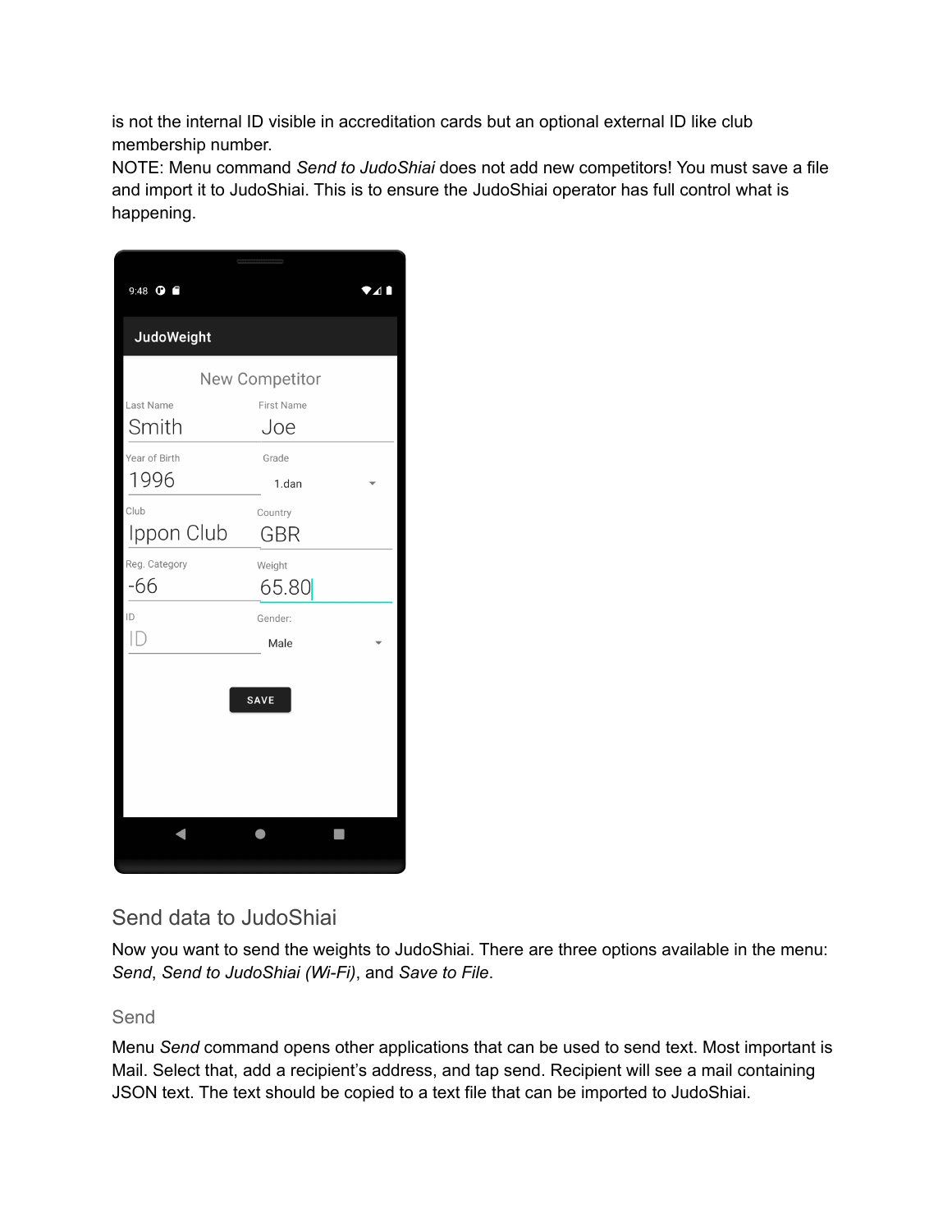is not the internal ID visible in accreditation cards but an optional external ID like club membership number.
NOTE: Menu command *Send to JudoShiai* does not add new competitors! You must save a file and import it to JudoShiai. This is to ensure the JudoShiai operator has full control what is happening.

## Send data to JudoShiai

Now you want to send the weights to JudoShiai. There are three options available in the menu: *Send*, *Send to JudoShiai (Wi-Fi)*, and *Save to File*.

### Send

Menu *Send* command opens other applications that can be used to send text. Most important is Mail. Select that, add a recipient's address, and tap send. Recipient will see a mail containing JSON text. The text should be copied to a text file that can be imported to JudoShiai.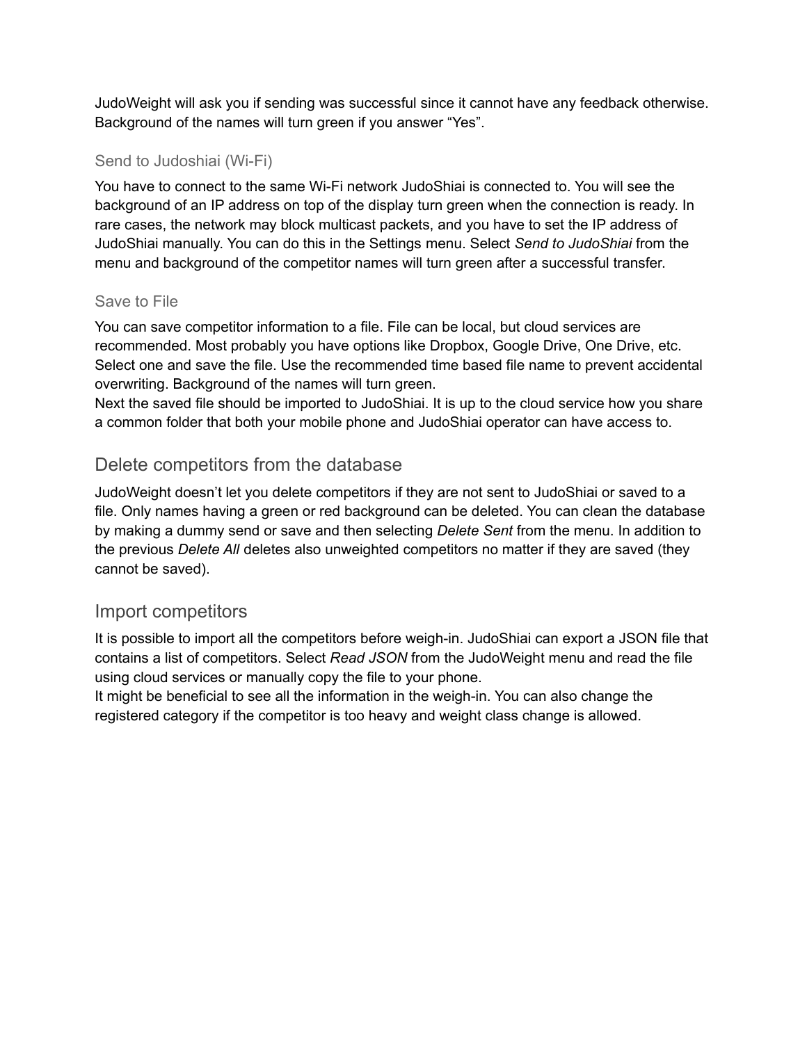JudoWeight will ask you if sending was successful since it cannot have any feedback otherwise. Background of the names will turn green if you answer “Yes”.

### Send to Judoshiai (Wi-Fi)

You have to connect to the same Wi-Fi network JudoShiai is connected to. You will see the background of an IP address on top of the display turn green when the connection is ready. In rare cases, the network may block multicast packets, and you have to set the IP address of JudoShiai manually. You can do this in the Settings menu. Select *Send to JudoShiai* from the menu and background of the competitor names will turn green after a successful transfer.

### Save to File

You can save competitor information to a file. File can be local, but cloud services are recommended. Most probably you have options like Dropbox, Google Drive, One Drive, etc. Select one and save the file. Use the recommended time based file name to prevent accidental overwriting. Background of the names will turn green.
Next the saved file should be imported to JudoShiai. It is up to the cloud service how you share a common folder that both your mobile phone and JudoShiai operator can have access to.

## Delete competitors from the database

JudoWeight doesn’t let you delete competitors if they are not sent to JudoShiai or saved to a file. Only names having a green or red background can be deleted. You can clean the database by making a dummy send or save and then selecting *Delete Sent* from the menu. In addition to the previous *Delete All* deletes also unweighted competitors no matter if they are saved (they cannot be saved).

## Import competitors

It is possible to import all the competitors before weigh-in. JudoShiai can export a JSON file that contains a list of competitors. Select *Read JSON* from the JudoWeight menu and read the file using cloud services or manually copy the file to your phone.
It might be beneficial to see all the information in the weigh-in. You can also change the registered category if the competitor is too heavy and weight class change is allowed.